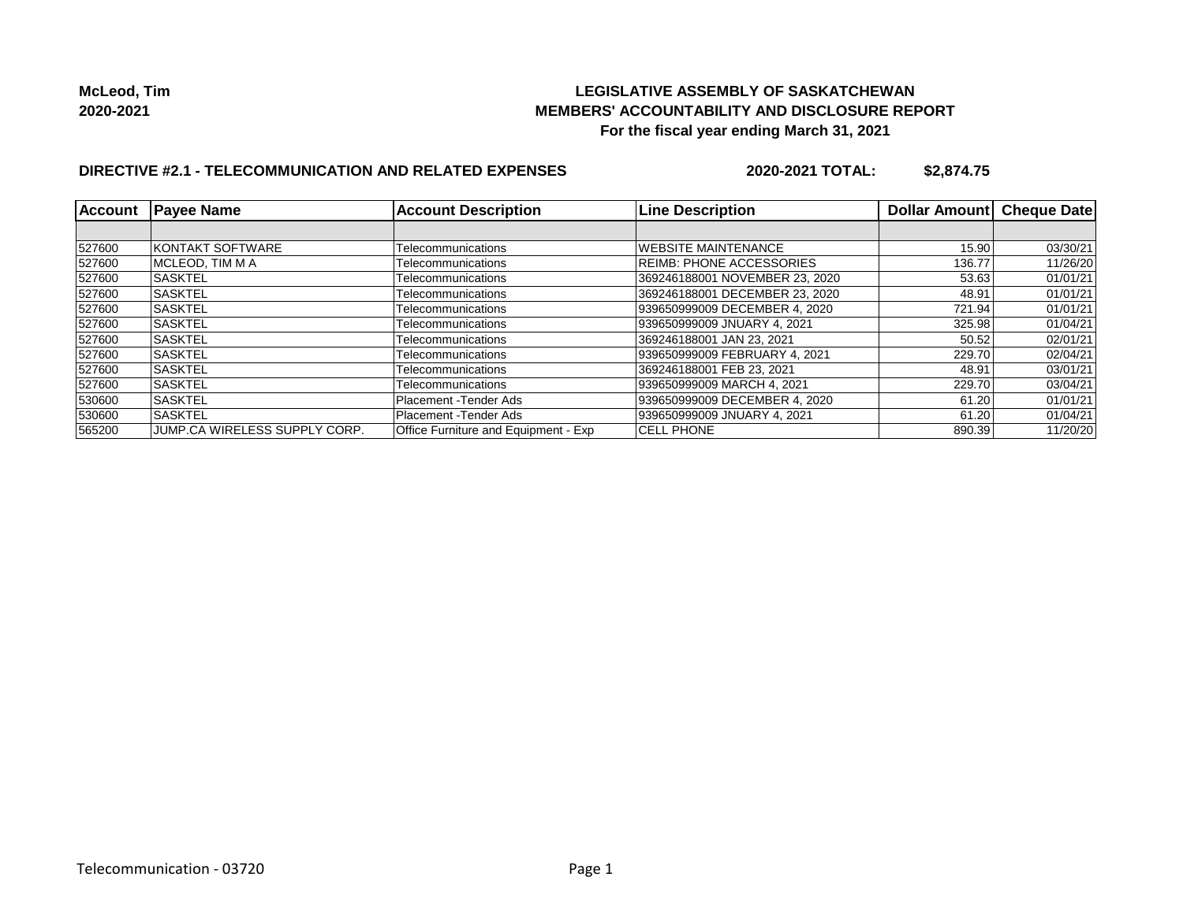**McLeod, Tim**
**2020-2021**

# LEGISLATIVE ASSEMBLY OF SASKATCHEWAN
## MEMBERS' ACCOUNTABILITY AND DISCLOSURE REPORT
### For the fiscal year ending March 31, 2021

**DIRECTIVE #2.1 - TELECOMMUNICATION AND RELATED EXPENSES** **2020-2021 TOTAL: $2,874.75**

| Account | Payee Name | Account Description | Line Description | Dollar Amount | Cheque Date |
|---|---|---|---|---|---|
| | | | | | |
| 527600 | KONTAKT SOFTWARE | Telecommunications | WEBSITE MAINTENANCE | 15.90 | 03/30/21 |
| 527600 | MCLEOD, TIM M A | Telecommunications | REIMB: PHONE ACCESSORIES | 136.77 | 11/26/20 |
| 527600 | SASKTEL | Telecommunications | 369246188001 NOVEMBER 23, 2020 | 53.63 | 01/01/21 |
| 527600 | SASKTEL | Telecommunications | 369246188001 DECEMBER 23, 2020 | 48.91 | 01/01/21 |
| 527600 | SASKTEL | Telecommunications | 939650999009 DECEMBER 4, 2020 | 721.94 | 01/01/21 |
| 527600 | SASKTEL | Telecommunications | 939650999009 JNUARY 4, 2021 | 325.98 | 01/04/21 |
| 527600 | SASKTEL | Telecommunications | 369246188001 JAN 23, 2021 | 50.52 | 02/01/21 |
| 527600 | SASKTEL | Telecommunications | 939650999009 FEBRUARY 4, 2021 | 229.70 | 02/04/21 |
| 527600 | SASKTEL | Telecommunications | 369246188001 FEB 23, 2021 | 48.91 | 03/01/21 |
| 527600 | SASKTEL | Telecommunications | 939650999009 MARCH 4, 2021 | 229.70 | 03/04/21 |
| 530600 | SASKTEL | Placement -Tender Ads | 939650999009 DECEMBER 4, 2020 | 61.20 | 01/01/21 |
| 530600 | SASKTEL | Placement -Tender Ads | 939650999009 JNUARY 4, 2021 | 61.20 | 01/04/21 |
| 565200 | JUMP.CA WIRELESS SUPPLY CORP. | Office Furniture and Equipment - Exp | CELL PHONE | 890.39 | 11/20/20 |

Telecommunication - 03720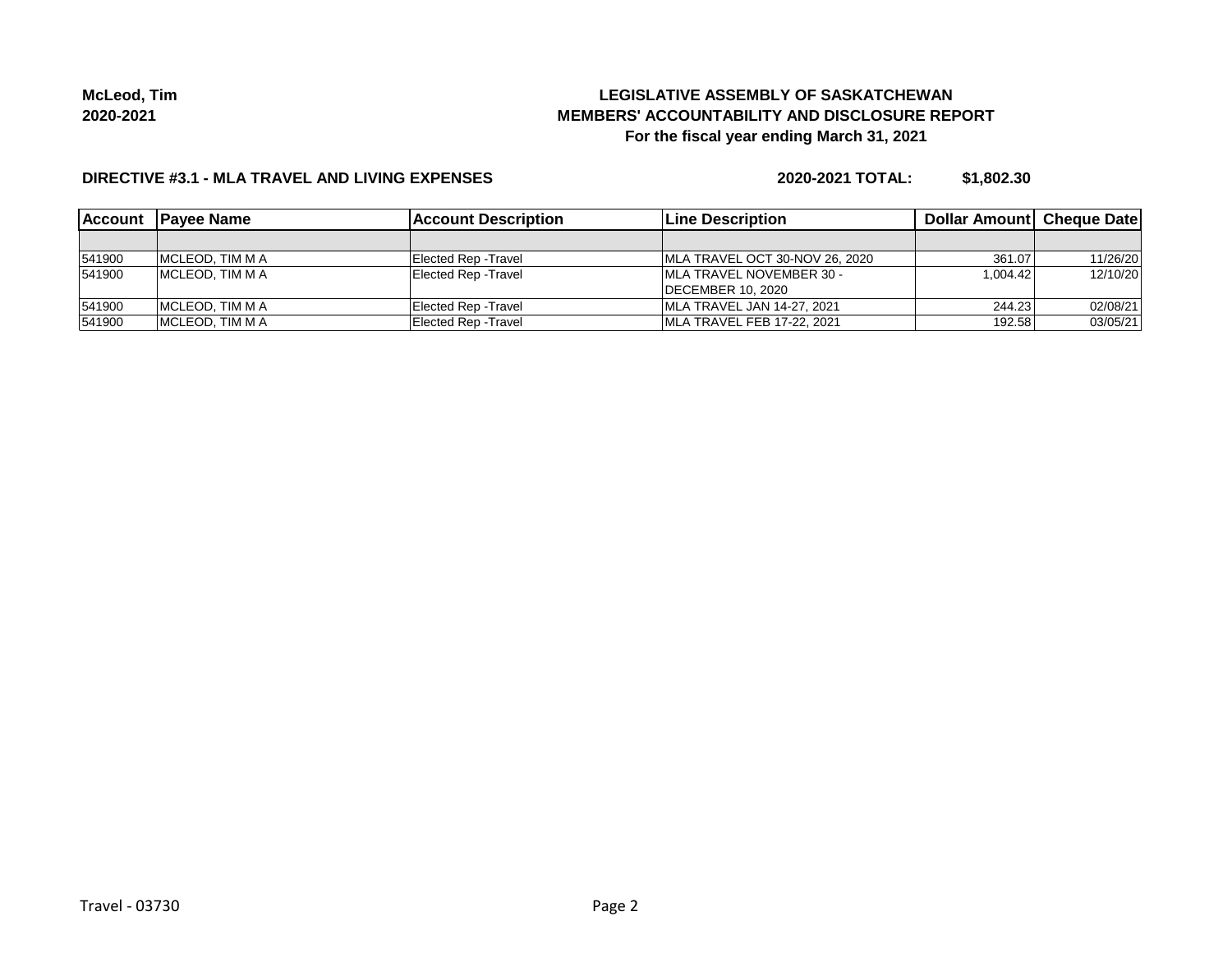McLeod, Tim
2020-2021

# LEGISLATIVE ASSEMBLY OF SASKATCHEWAN
## MEMBERS' ACCOUNTABILITY AND DISCLOSURE REPORT
### For the fiscal year ending March 31, 2021

**DIRECTIVE #3.1 - MLA TRAVEL AND LIVING EXPENSES** **2020-2021 TOTAL: $1,802.30**

| Account | Payee Name | Account Description | Line Description | Dollar Amount | Cheque Date |
|---|---|---|---|---|---|
| | | | | | |
| 541900 | MCLEOD, TIM M A | Elected Rep -Travel | MLA TRAVEL OCT 30-NOV 26, 2020 | 361.07 | 11/26/20 |
| 541900 | MCLEOD, TIM M A | Elected Rep -Travel | MLA TRAVEL NOVEMBER 30 - DECEMBER 10, 2020 | 1,004.42 | 12/10/20 |
| 541900 | MCLEOD, TIM M A | Elected Rep -Travel | MLA TRAVEL JAN 14-27, 2021 | 244.23 | 02/08/21 |
| 541900 | MCLEOD, TIM M A | Elected Rep -Travel | MLA TRAVEL FEB 17-22, 2021 | 192.58 | 03/05/21 |

Travel - 03730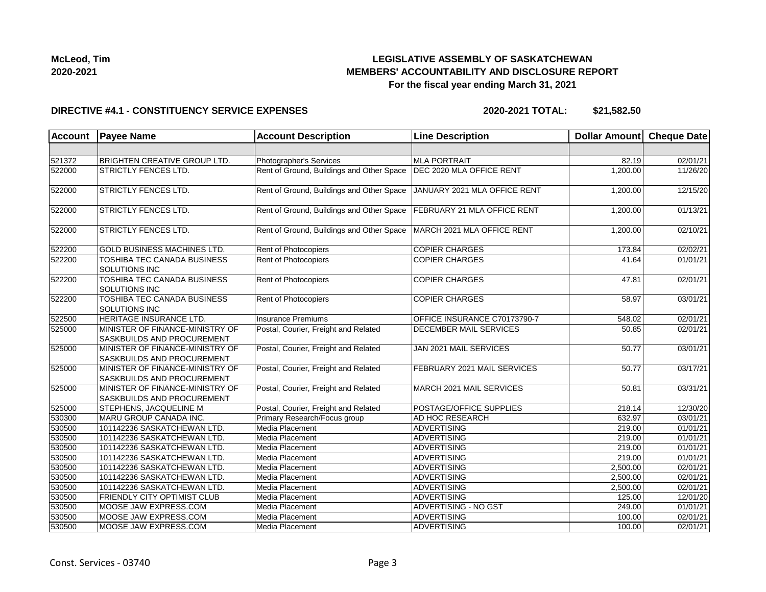**McLeod, Tim**
**2020-2021**

# LEGISLATIVE ASSEMBLY OF SASKATCHEWAN
## MEMBERS' ACCOUNTABILITY AND DISCLOSURE REPORT
### For the fiscal year ending March 31, 2021

**DIRECTIVE #4.1 - CONSTITUENCY SERVICE EXPENSES** **2020-2021 TOTAL: $21,582.50**

| Account | Payee Name | Account Description | Line Description | Dollar Amount | Cheque Date |
|---|---|---|---|---|---|
| | | | | | |
| 521372 | BRIGHTEN CREATIVE GROUP LTD. | Photographer's Services | MLA PORTRAIT | 82.19 | 02/01/21 |
| 522000 | STRICTLY FENCES LTD. | Rent of Ground, Buildings and Other Space | DEC 2020 MLA OFFICE RENT | 1,200.00 | 11/26/20 |
| 522000 | STRICTLY FENCES LTD. | Rent of Ground, Buildings and Other Space | JANUARY 2021 MLA OFFICE RENT | 1,200.00 | 12/15/20 |
| 522000 | STRICTLY FENCES LTD. | Rent of Ground, Buildings and Other Space | FEBRUARY 21 MLA OFFICE RENT | 1,200.00 | 01/13/21 |
| 522000 | STRICTLY FENCES LTD. | Rent of Ground, Buildings and Other Space | MARCH 2021 MLA OFFICE RENT | 1,200.00 | 02/10/21 |
| 522200 | GOLD BUSINESS MACHINES LTD. | Rent of Photocopiers | COPIER CHARGES | 173.84 | 02/02/21 |
| 522200 | TOSHIBA TEC CANADA BUSINESS SOLUTIONS INC | Rent of Photocopiers | COPIER CHARGES | 41.64 | 01/01/21 |
| 522200 | TOSHIBA TEC CANADA BUSINESS SOLUTIONS INC | Rent of Photocopiers | COPIER CHARGES | 47.81 | 02/01/21 |
| 522200 | TOSHIBA TEC CANADA BUSINESS SOLUTIONS INC | Rent of Photocopiers | COPIER CHARGES | 58.97 | 03/01/21 |
| 522500 | HERITAGE INSURANCE LTD. | Insurance Premiums | OFFICE INSURANCE C70173790-7 | 548.02 | 02/01/21 |
| 525000 | MINISTER OF FINANCE-MINISTRY OF SASKBUILDS AND PROCUREMENT | Postal, Courier, Freight and Related | DECEMBER MAIL SERVICES | 50.85 | 02/01/21 |
| 525000 | MINISTER OF FINANCE-MINISTRY OF SASKBUILDS AND PROCUREMENT | Postal, Courier, Freight and Related | JAN 2021 MAIL SERVICES | 50.77 | 03/01/21 |
| 525000 | MINISTER OF FINANCE-MINISTRY OF SASKBUILDS AND PROCUREMENT | Postal, Courier, Freight and Related | FEBRUARY 2021 MAIL SERVICES | 50.77 | 03/17/21 |
| 525000 | MINISTER OF FINANCE-MINISTRY OF SASKBUILDS AND PROCUREMENT | Postal, Courier, Freight and Related | MARCH 2021 MAIL SERVICES | 50.81 | 03/31/21 |
| 525000 | STEPHENS, JACQUELINE M | Postal, Courier, Freight and Related | POSTAGE/OFFICE SUPPLIES | 218.14 | 12/30/20 |
| 530300 | MARU GROUP CANADA INC. | Primary Research/Focus group | AD HOC RESEARCH | 632.97 | 03/01/21 |
| 530500 | 101142236 SASKATCHEWAN LTD. | Media Placement | ADVERTISING | 219.00 | 01/01/21 |
| 530500 | 101142236 SASKATCHEWAN LTD. | Media Placement | ADVERTISING | 219.00 | 01/01/21 |
| 530500 | 101142236 SASKATCHEWAN LTD. | Media Placement | ADVERTISING | 219.00 | 01/01/21 |
| 530500 | 101142236 SASKATCHEWAN LTD. | Media Placement | ADVERTISING | 219.00 | 01/01/21 |
| 530500 | 101142236 SASKATCHEWAN LTD. | Media Placement | ADVERTISING | 2,500.00 | 02/01/21 |
| 530500 | 101142236 SASKATCHEWAN LTD. | Media Placement | ADVERTISING | 2,500.00 | 02/01/21 |
| 530500 | 101142236 SASKATCHEWAN LTD. | Media Placement | ADVERTISING | 2,500.00 | 02/01/21 |
| 530500 | FRIENDLY CITY OPTIMIST CLUB | Media Placement | ADVERTISING | 125.00 | 12/01/20 |
| 530500 | MOOSE JAW EXPRESS.COM | Media Placement | ADVERTISING - NO GST | 249.00 | 01/01/21 |
| 530500 | MOOSE JAW EXPRESS.COM | Media Placement | ADVERTISING | 100.00 | 02/01/21 |
| 530500 | MOOSE JAW EXPRESS.COM | Media Placement | ADVERTISING | 100.00 | 02/01/21 |

Const. Services - 03740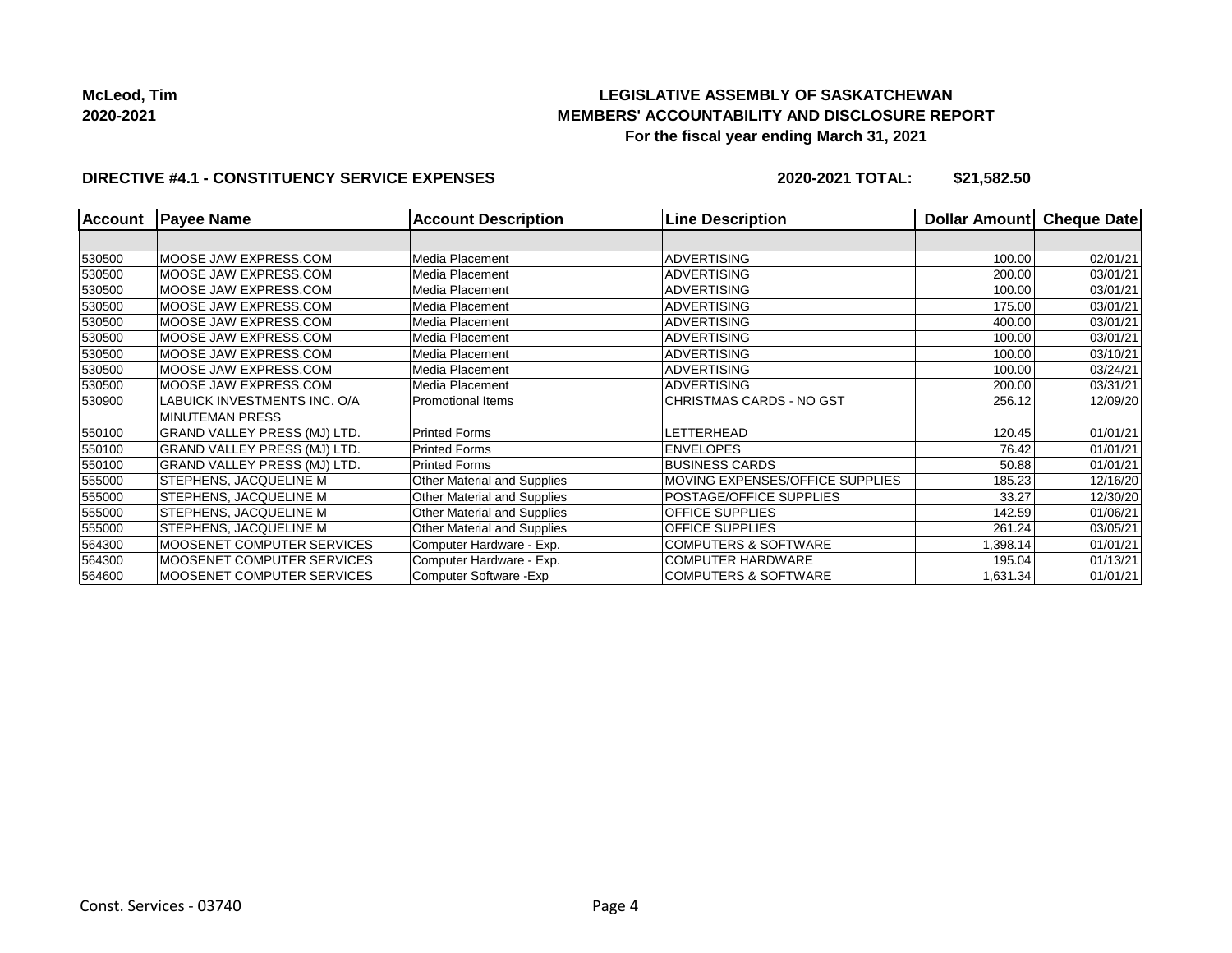**McLeod, Tim**
**2020-2021**

# LEGISLATIVE ASSEMBLY OF SASKATCHEWAN
## MEMBERS' ACCOUNTABILITY AND DISCLOSURE REPORT
### For the fiscal year ending March 31, 2021

**DIRECTIVE #4.1 - CONSTITUENCY SERVICE EXPENSES** **2020-2021 TOTAL: $21,582.50**

| Account | Payee Name | Account Description | Line Description | Dollar Amount | Cheque Date |
|---|---|---|---|---|---|
| | | | | | |
| 530500 | MOOSE JAW EXPRESS.COM | Media Placement | ADVERTISING | 100.00 | 02/01/21 |
| 530500 | MOOSE JAW EXPRESS.COM | Media Placement | ADVERTISING | 200.00 | 03/01/21 |
| 530500 | MOOSE JAW EXPRESS.COM | Media Placement | ADVERTISING | 100.00 | 03/01/21 |
| 530500 | MOOSE JAW EXPRESS.COM | Media Placement | ADVERTISING | 175.00 | 03/01/21 |
| 530500 | MOOSE JAW EXPRESS.COM | Media Placement | ADVERTISING | 400.00 | 03/01/21 |
| 530500 | MOOSE JAW EXPRESS.COM | Media Placement | ADVERTISING | 100.00 | 03/01/21 |
| 530500 | MOOSE JAW EXPRESS.COM | Media Placement | ADVERTISING | 100.00 | 03/10/21 |
| 530500 | MOOSE JAW EXPRESS.COM | Media Placement | ADVERTISING | 100.00 | 03/24/21 |
| 530500 | MOOSE JAW EXPRESS.COM | Media Placement | ADVERTISING | 200.00 | 03/31/21 |
| 530900 | LABUICK INVESTMENTS INC. O/A MINUTEMAN PRESS | Promotional Items | CHRISTMAS CARDS - NO GST | 256.12 | 12/09/20 |
| 550100 | GRAND VALLEY PRESS (MJ) LTD. | Printed Forms | LETTERHEAD | 120.45 | 01/01/21 |
| 550100 | GRAND VALLEY PRESS (MJ) LTD. | Printed Forms | ENVELOPES | 76.42 | 01/01/21 |
| 550100 | GRAND VALLEY PRESS (MJ) LTD. | Printed Forms | BUSINESS CARDS | 50.88 | 01/01/21 |
| 555000 | STEPHENS, JACQUELINE M | Other Material and Supplies | MOVING EXPENSES/OFFICE SUPPLIES | 185.23 | 12/16/20 |
| 555000 | STEPHENS, JACQUELINE M | Other Material and Supplies | POSTAGE/OFFICE SUPPLIES | 33.27 | 12/30/20 |
| 555000 | STEPHENS, JACQUELINE M | Other Material and Supplies | OFFICE SUPPLIES | 142.59 | 01/06/21 |
| 555000 | STEPHENS, JACQUELINE M | Other Material and Supplies | OFFICE SUPPLIES | 261.24 | 03/05/21 |
| 564300 | MOOSENET COMPUTER SERVICES | Computer Hardware - Exp. | COMPUTERS & SOFTWARE | 1,398.14 | 01/01/21 |
| 564300 | MOOSENET COMPUTER SERVICES | Computer Hardware - Exp. | COMPUTER HARDWARE | 195.04 | 01/13/21 |
| 564600 | MOOSENET COMPUTER SERVICES | Computer Software -Exp | COMPUTERS & SOFTWARE | 1,631.34 | 01/01/21 |

Const. Services - 03740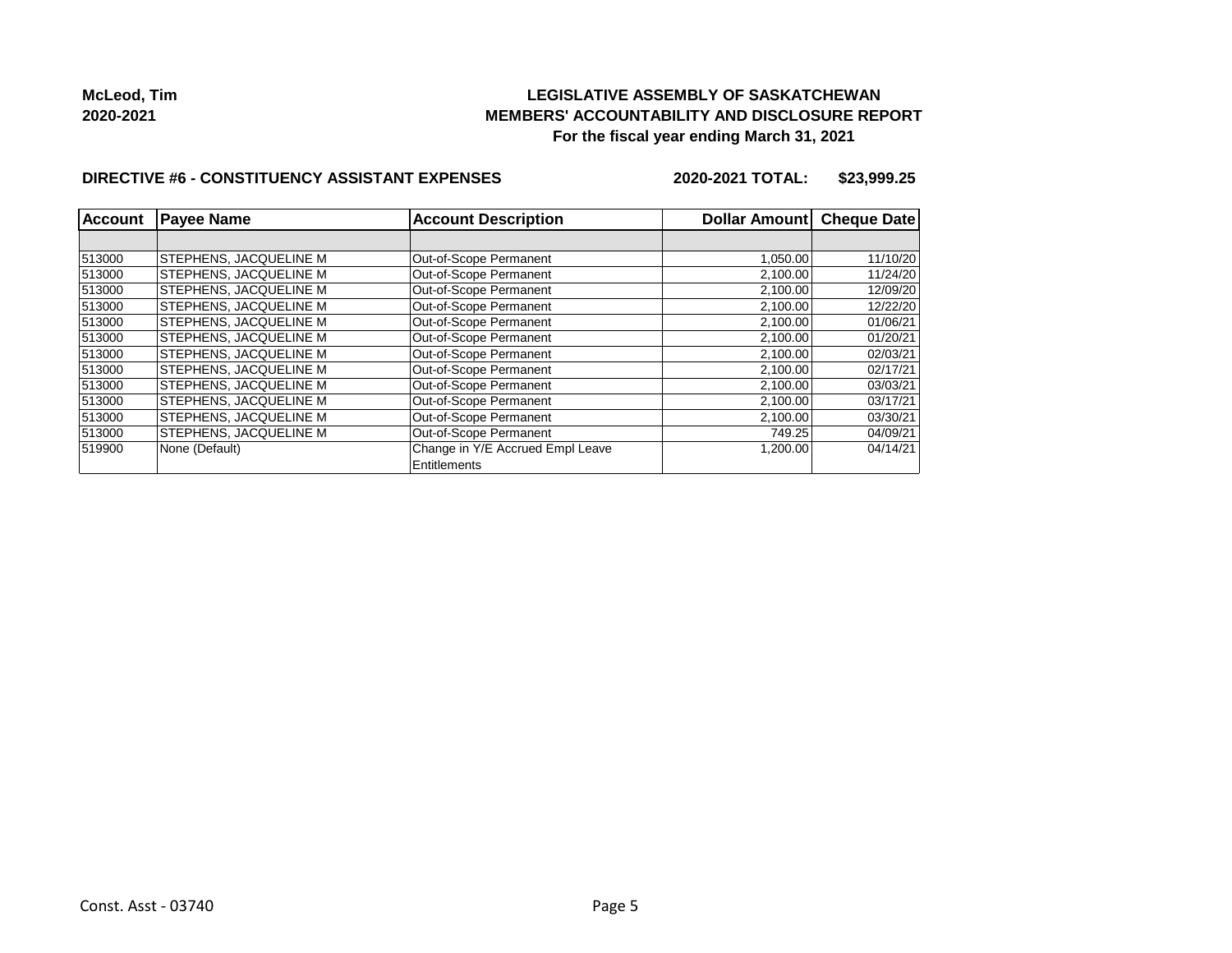**McLeod, Tim**
**2020-2021**

# LEGISLATIVE ASSEMBLY OF SASKATCHEWAN
## MEMBERS' ACCOUNTABILITY AND DISCLOSURE REPORT
### For the fiscal year ending March 31, 2021

**DIRECTIVE #6 - CONSTITUENCY ASSISTANT EXPENSES** **2020-2021 TOTAL: $23,999.25**

| Account | Payee Name | Account Description | Dollar Amount | Cheque Date |
|---|---|---|---|---|
| | | | | |
| 513000 | STEPHENS, JACQUELINE M | Out-of-Scope Permanent | 1,050.00 | 11/10/20 |
| 513000 | STEPHENS, JACQUELINE M | Out-of-Scope Permanent | 2,100.00 | 11/24/20 |
| 513000 | STEPHENS, JACQUELINE M | Out-of-Scope Permanent | 2,100.00 | 12/09/20 |
| 513000 | STEPHENS, JACQUELINE M | Out-of-Scope Permanent | 2,100.00 | 12/22/20 |
| 513000 | STEPHENS, JACQUELINE M | Out-of-Scope Permanent | 2,100.00 | 01/06/21 |
| 513000 | STEPHENS, JACQUELINE M | Out-of-Scope Permanent | 2,100.00 | 01/20/21 |
| 513000 | STEPHENS, JACQUELINE M | Out-of-Scope Permanent | 2,100.00 | 02/03/21 |
| 513000 | STEPHENS, JACQUELINE M | Out-of-Scope Permanent | 2,100.00 | 02/17/21 |
| 513000 | STEPHENS, JACQUELINE M | Out-of-Scope Permanent | 2,100.00 | 03/03/21 |
| 513000 | STEPHENS, JACQUELINE M | Out-of-Scope Permanent | 2,100.00 | 03/17/21 |
| 513000 | STEPHENS, JACQUELINE M | Out-of-Scope Permanent | 2,100.00 | 03/30/21 |
| 513000 | STEPHENS, JACQUELINE M | Out-of-Scope Permanent | 749.25 | 04/09/21 |
| 519900 | None (Default) | Change in Y/E Accrued Empl Leave Entitlements | 1,200.00 | 04/14/21 |

Const. Asst - 03740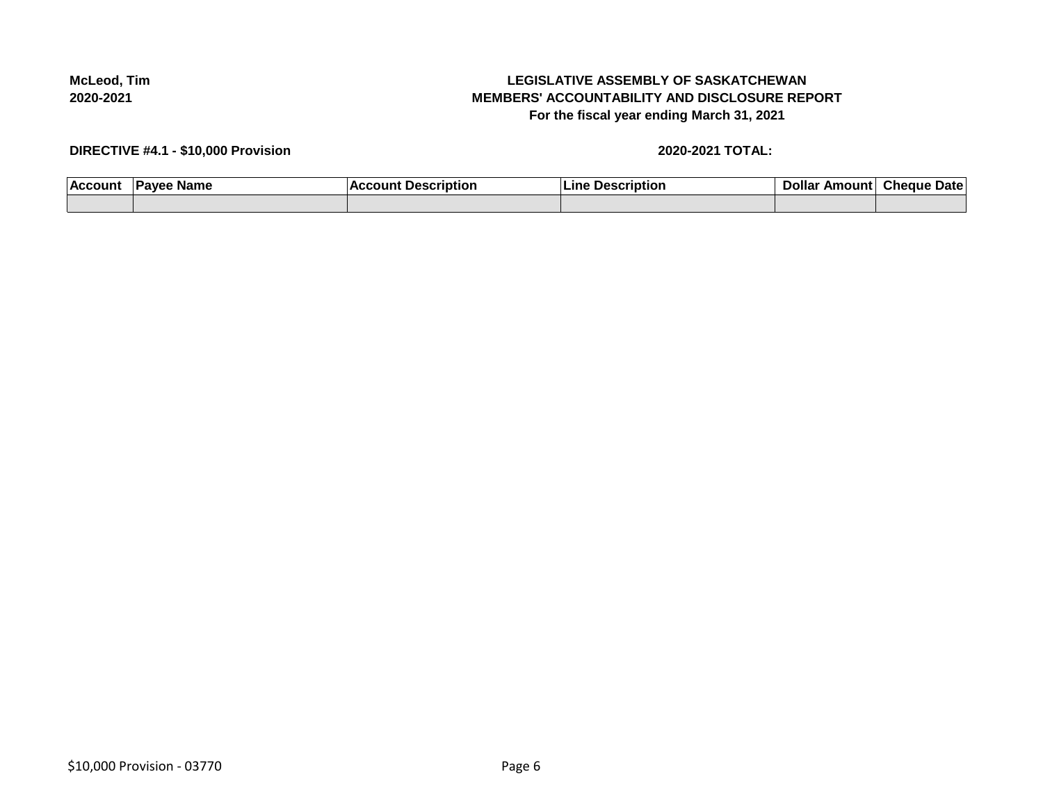**McLeod, Tim**
**2020-2021**

**LEGISLATIVE ASSEMBLY OF SASKATCHEWAN**
**MEMBERS' ACCOUNTABILITY AND DISCLOSURE REPORT**
**For the fiscal year ending March 31, 2021**

**DIRECTIVE #4.1 - $10,000 Provision**

**2020-2021 TOTAL:**

| Account | Payee Name | Account Description | Line Description | Dollar Amount | Cheque Date |
|---|---|---|---|---|---|
| | | | | | |

$10,000 Provision - 03770